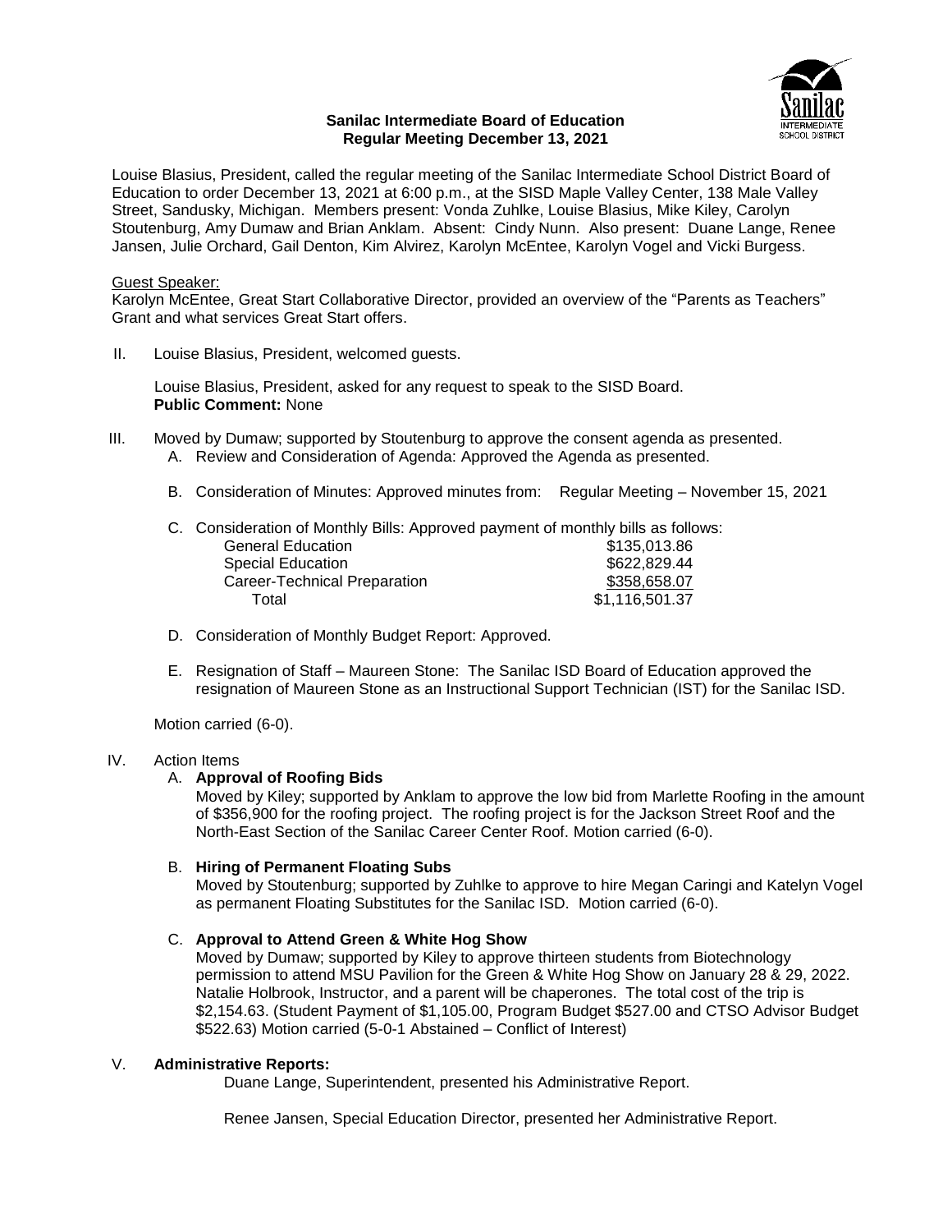**Sanilac Intermediate Board of Education**
**Regular Meeting December 13, 2021**

Louise Blasius, President, called the regular meeting of the Sanilac Intermediate School District Board of Education to order December 13, 2021 at 6:00 p.m., at the SISD Maple Valley Center, 138 Male Valley Street, Sandusky, Michigan. Members present: Vonda Zuhlke, Louise Blasius, Mike Kiley, Carolyn Stoutenburg, Amy Dumaw and Brian Anklam. Absent: Cindy Nunn. Also present: Duane Lange, Renee Jansen, Julie Orchard, Gail Denton, Kim Alvirez, Karolyn McEntee, Karolyn Vogel and Vicki Burgess.

Guest Speaker:
Karolyn McEntee, Great Start Collaborative Director, provided an overview of the "Parents as Teachers" Grant and what services Great Start offers.

II. Louise Blasius, President, welcomed guests.

Louise Blasius, President, asked for any request to speak to the SISD Board.
**Public Comment:** None

III. Moved by Dumaw; supported by Stoutenburg to approve the consent agenda as presented.

A. Review and Consideration of Agenda: Approved the Agenda as presented.

B. Consideration of Minutes: Approved minutes from: Regular Meeting – November 15, 2021

C. Consideration of Monthly Bills: Approved payment of monthly bills as follows:

| | |
|---|---|
| General Education | \$135,013.86 |
| Special Education | \$622,829.44 |
| Career-Technical Preparation | \$358,658.07 |
| Total | \$1,116,501.37 |

D. Consideration of Monthly Budget Report: Approved.

E. Resignation of Staff – Maureen Stone: The Sanilac ISD Board of Education approved the resignation of Maureen Stone as an Instructional Support Technician (IST) for the Sanilac ISD.

Motion carried (6-0).

IV. Action Items

A. **Approval of Roofing Bids**
Moved by Kiley; supported by Anklam to approve the low bid from Marlette Roofing in the amount of \$356,900 for the roofing project. The roofing project is for the Jackson Street Roof and the North-East Section of the Sanilac Career Center Roof. Motion carried (6-0).

B. **Hiring of Permanent Floating Subs**
Moved by Stoutenburg; supported by Zuhlke to approve to hire Megan Caringi and Katelyn Vogel as permanent Floating Substitutes for the Sanilac ISD. Motion carried (6-0).

C. **Approval to Attend Green & White Hog Show**
Moved by Dumaw; supported by Kiley to approve thirteen students from Biotechnology permission to attend MSU Pavilion for the Green & White Hog Show on January 28 & 29, 2022. Natalie Holbrook, Instructor, and a parent will be chaperones. The total cost of the trip is \$2,154.63. (Student Payment of \$1,105.00, Program Budget \$527.00 and CTSO Advisor Budget \$522.63) Motion carried (5-0-1 Abstained – Conflict of Interest)

V. **Administrative Reports:**

Duane Lange, Superintendent, presented his Administrative Report.

Renee Jansen, Special Education Director, presented her Administrative Report.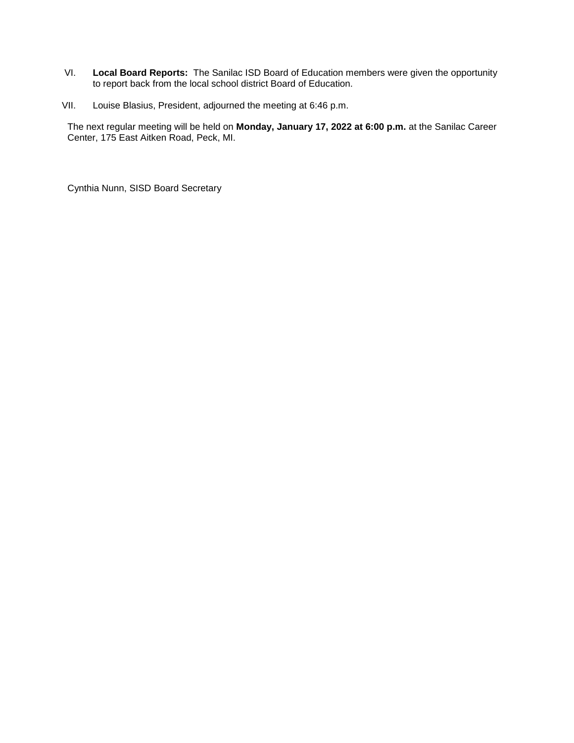VI. **Local Board Reports:** The Sanilac ISD Board of Education members were given the opportunity to report back from the local school district Board of Education.

VII. Louise Blasius, President, adjourned the meeting at 6:46 p.m.

The next regular meeting will be held on **Monday, January 17, 2022 at 6:00 p.m.** at the Sanilac Career Center, 175 East Aitken Road, Peck, MI.

Cynthia Nunn, SISD Board Secretary